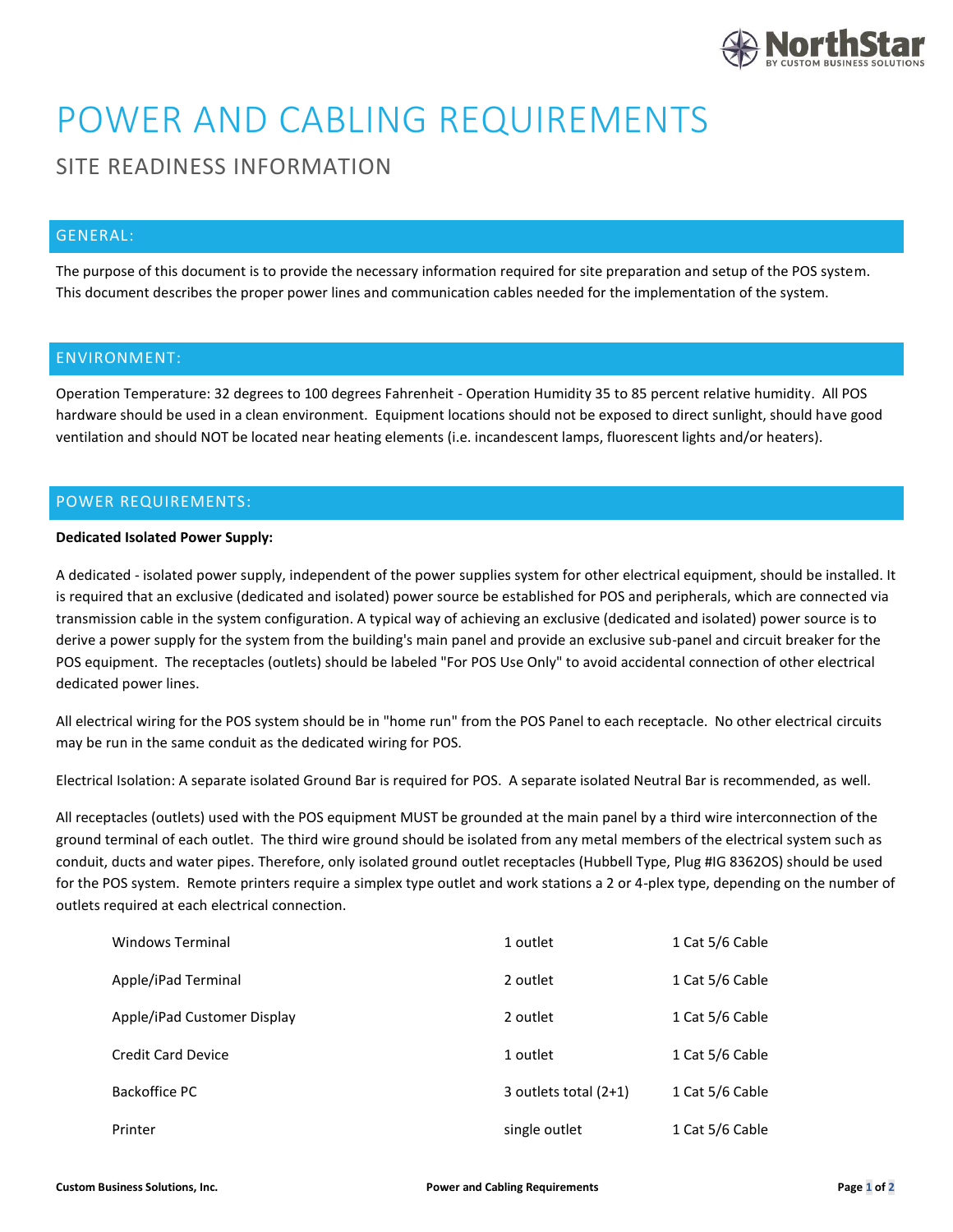# POWER AND CABLING REQUIREMENTS

## SITE READINESS INFORMATION

### GENERAL:

The purpose of this document is to provide the necessary information required for site preparation and setup of the POS system. This document describes the proper power lines and communication cables needed for the implementation of the system.

### ENVIRONMENT:

Operation Temperature: 32 degrees to 100 degrees Fahrenheit - Operation Humidity 35 to 85 percent relative humidity. All POS hardware should be used in a clean environment. Equipment locations should not be exposed to direct sunlight, should have good ventilation and should NOT be located near heating elements (i.e. incandescent lamps, fluorescent lights and/or heaters).

### POWER REQUIREMENTS:

**Dedicated Isolated Power Supply:**

A dedicated - isolated power supply, independent of the power supplies system for other electrical equipment, should be installed. It is required that an exclusive (dedicated and isolated) power source be established for POS and peripherals, which are connected via transmission cable in the system configuration. A typical way of achieving an exclusive (dedicated and isolated) power source is to derive a power supply for the system from the building's main panel and provide an exclusive sub-panel and circuit breaker for the POS equipment. The receptacles (outlets) should be labeled "For POS Use Only" to avoid accidental connection of other electrical dedicated power lines.

All electrical wiring for the POS system should be in "home run" from the POS Panel to each receptacle. No other electrical circuits may be run in the same conduit as the dedicated wiring for POS.

Electrical Isolation: A separate isolated Ground Bar is required for POS. A separate isolated Neutral Bar is recommended, as well.

All receptacles (outlets) used with the POS equipment MUST be grounded at the main panel by a third wire interconnection of the ground terminal of each outlet. The third wire ground should be isolated from any metal members of the electrical system such as conduit, ducts and water pipes. Therefore, only isolated ground outlet receptacles (Hubbell Type, Plug #IG 8362OS) should be used for the POS system. Remote printers require a simplex type outlet and work stations a 2 or 4-plex type, depending on the number of outlets required at each electrical connection.

| | | |
|---|---|---|
| Windows Terminal | 1 outlet | 1 Cat 5/6 Cable |
| Apple/iPad Terminal | 2 outlet | 1 Cat 5/6 Cable |
| Apple/iPad Customer Display | 2 outlet | 1 Cat 5/6 Cable |
| Credit Card Device | 1 outlet | 1 Cat 5/6 Cable |
| Backoffice PC | 3 outlets total (2+1) | 1 Cat 5/6 Cable |
| Printer | single outlet | 1 Cat 5/6 Cable |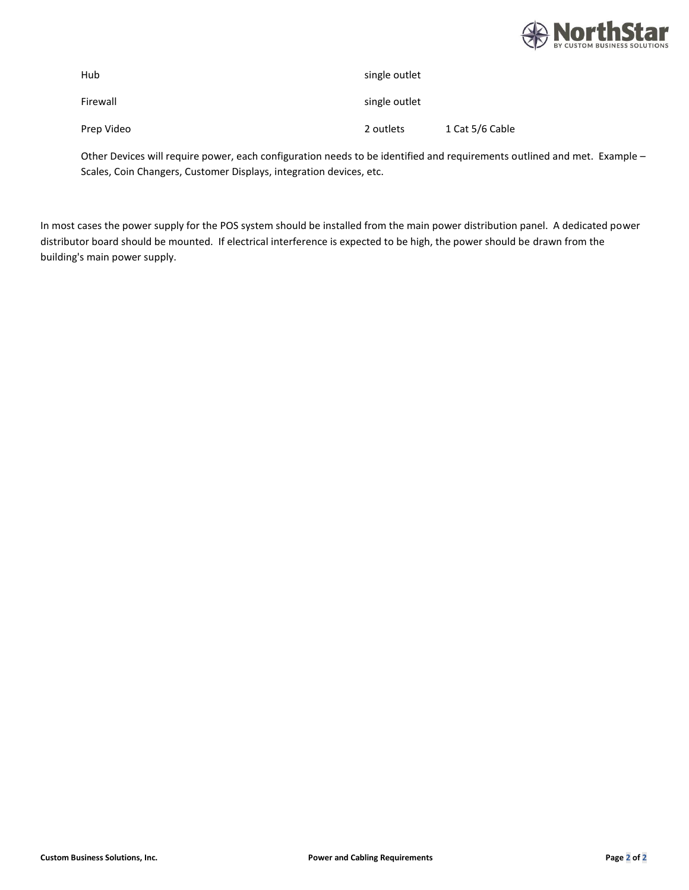| | | |
|---|---|---|
| Hub | single outlet | |
| Firewall | single outlet | |
| Prep Video | 2 outlets | 1 Cat 5/6 Cable |

Other Devices will require power, each configuration needs to be identified and requirements outlined and met. Example – Scales, Coin Changers, Customer Displays, integration devices, etc.

In most cases the power supply for the POS system should be installed from the main power distribution panel. A dedicated power distributor board should be mounted. If electrical interference is expected to be high, the power should be drawn from the building's main power supply.